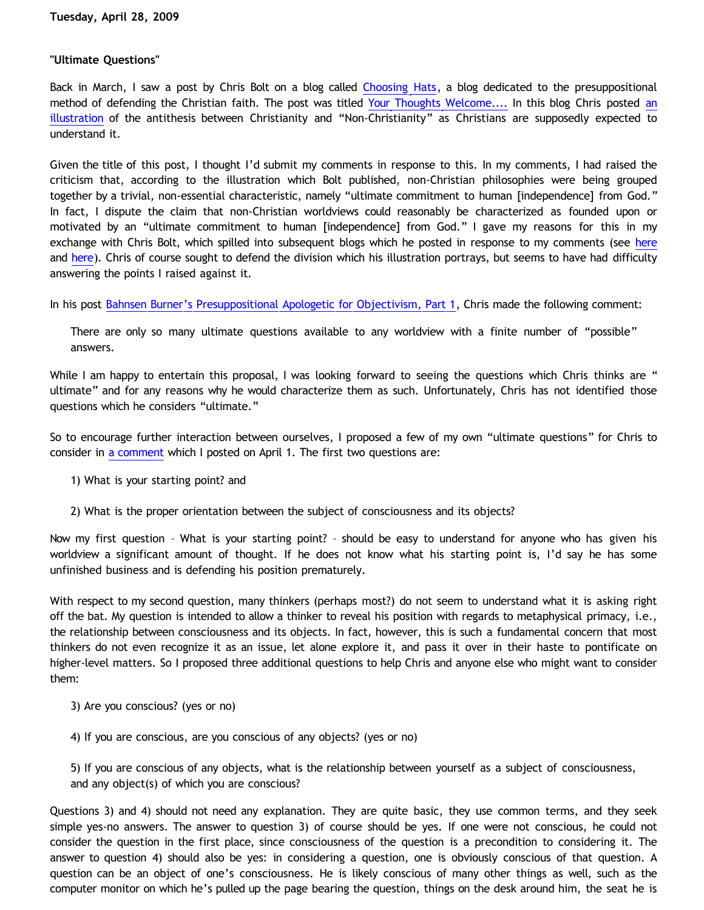**Tuesday, April 28, 2009**

## "Ultimate Questions"

Back in March, I saw a post by Chris Bolt on a blog called Choosing Hats, a blog dedicated to the presuppositional method of defending the Christian faith. The post was titled Your Thoughts Welcome.... In this blog Chris posted an illustration of the antithesis between Christianity and "Non-Christianity" as Christians are supposedly expected to understand it.

Given the title of this post, I thought I'd submit my comments in response to this. In my comments, I had raised the criticism that, according to the illustration which Bolt published, non-Christian philosophies were being grouped together by a trivial, non-essential characteristic, namely "ultimate commitment to human [independence] from God." In fact, I dispute the claim that non-Christian worldviews could reasonably be characterized as founded upon or motivated by an "ultimate commitment to human [independence] from God." I gave my reasons for this in my exchange with Chris Bolt, which spilled into subsequent blogs which he posted in response to my comments (see here and here). Chris of course sought to defend the division which his illustration portrays, but seems to have had difficulty answering the points I raised against it.

In his post Bahnsen Burner's Presuppositional Apologetic for Objectivism, Part 1, Chris made the following comment:

> There are only so many ultimate questions available to any worldview with a finite number of "possible" answers.

While I am happy to entertain this proposal, I was looking forward to seeing the questions which Chris thinks are " ultimate" and for any reasons why he would characterize them as such. Unfortunately, Chris has not identified those questions which he considers "ultimate."

So to encourage further interaction between ourselves, I proposed a few of my own "ultimate questions" for Chris to consider in a comment which I posted on April 1. The first two questions are:

> 1) What is your starting point? and
>
> 2) What is the proper orientation between the subject of consciousness and its objects?

Now my first question – What is your starting point? – should be easy to understand for anyone who has given his worldview a significant amount of thought. If he does not know what his starting point is, I'd say he has some unfinished business and is defending his position prematurely.

With respect to my second question, many thinkers (perhaps most?) do not seem to understand what it is asking right off the bat. My question is intended to allow a thinker to reveal his position with regards to metaphysical primacy, i.e., the relationship between consciousness and its objects. In fact, however, this is such a fundamental concern that most thinkers do not even recognize it as an issue, let alone explore it, and pass it over in their haste to pontificate on higher-level matters. So I proposed three additional questions to help Chris and anyone else who might want to consider them:

> 3) Are you conscious? (yes or no)
>
> 4) If you are conscious, are you conscious of any objects? (yes or no)
>
> 5) If you are conscious of any objects, what is the relationship between yourself as a subject of consciousness, and any object(s) of which you are conscious?

Questions 3) and 4) should not need any explanation. They are quite basic, they use common terms, and they seek simple yes-no answers. The answer to question 3) of course should be yes. If one were not conscious, he could not consider the question in the first place, since consciousness of the question is a precondition to considering it. The answer to question 4) should also be yes: in considering a question, one is obviously conscious of that question. A question can be an object of one's consciousness. He is likely conscious of many other things as well, such as the computer monitor on which he's pulled up the page bearing the question, things on the desk around him, the seat he is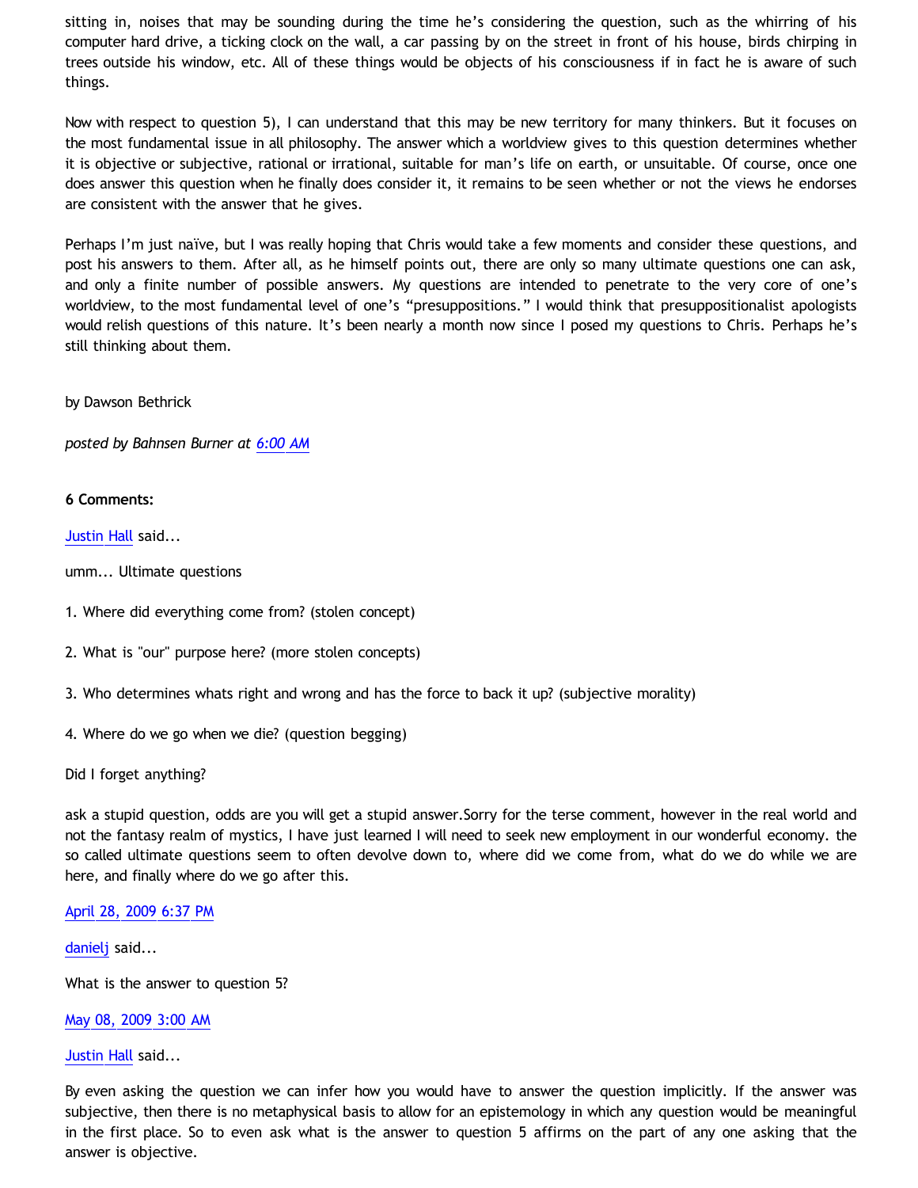sitting in, noises that may be sounding during the time he's considering the question, such as the whirring of his computer hard drive, a ticking clock on the wall, a car passing by on the street in front of his house, birds chirping in trees outside his window, etc. All of these things would be objects of his consciousness if in fact he is aware of such things.

Now with respect to question 5), I can understand that this may be new territory for many thinkers. But it focuses on the most fundamental issue in all philosophy. The answer which a worldview gives to this question determines whether it is objective or subjective, rational or irrational, suitable for man's life on earth, or unsuitable. Of course, once one does answer this question when he finally does consider it, it remains to be seen whether or not the views he endorses are consistent with the answer that he gives.

Perhaps I'm just naïve, but I was really hoping that Chris would take a few moments and consider these questions, and post his answers to them. After all, as he himself points out, there are only so many ultimate questions one can ask, and only a finite number of possible answers. My questions are intended to penetrate to the very core of one's worldview, to the most fundamental level of one's "presuppositions." I would think that presuppositionalist apologists would relish questions of this nature. It's been nearly a month now since I posed my questions to Chris. Perhaps he's still thinking about them.

by Dawson Bethrick

*posted by Bahnsen Burner at 6:00 AM*

**6 Comments:**

Justin Hall said...

umm... Ultimate questions

1. Where did everything come from? (stolen concept)

2. What is "our" purpose here? (more stolen concepts)

3. Who determines whats right and wrong and has the force to back it up? (subjective morality)

4. Where do we go when we die? (question begging)

Did I forget anything?

ask a stupid question, odds are you will get a stupid answer.Sorry for the terse comment, however in the real world and not the fantasy realm of mystics, I have just learned I will need to seek new employment in our wonderful economy. the so called ultimate questions seem to often devolve down to, where did we come from, what do we do while we are here, and finally where do we go after this.

April 28, 2009 6:37 PM

danielj said...

What is the answer to question 5?

May 08, 2009 3:00 AM

Justin Hall said...

By even asking the question we can infer how you would have to answer the question implicitly. If the answer was subjective, then there is no metaphysical basis to allow for an epistemology in which any question would be meaningful in the first place. So to even ask what is the answer to question 5 affirms on the part of any one asking that the answer is objective.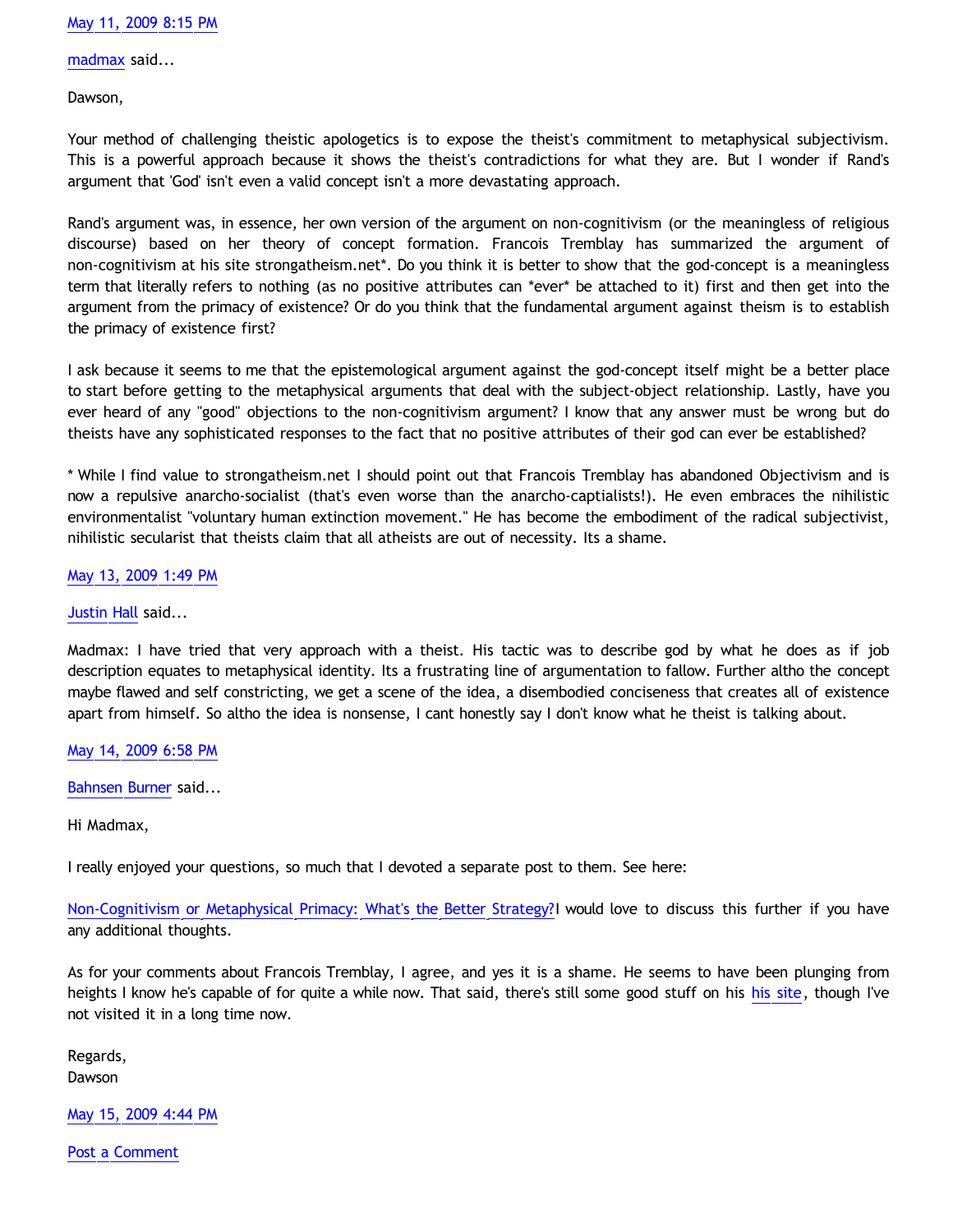May 11, 2009 8:15 PM

madmax said...

Dawson,

Your method of challenging theistic apologetics is to expose the theist's commitment to metaphysical subjectivism. This is a powerful approach because it shows the theist's contradictions for what they are. But I wonder if Rand's argument that 'God' isn't even a valid concept isn't a more devastating approach.

Rand's argument was, in essence, her own version of the argument on non-cognitivism (or the meaningless of religious discourse) based on her theory of concept formation. Francois Tremblay has summarized the argument of non-cognitivism at his site strongatheism.net*. Do you think it is better to show that the god-concept is a meaningless term that literally refers to nothing (as no positive attributes can *ever* be attached to it) first and then get into the argument from the primacy of existence? Or do you think that the fundamental argument against theism is to establish the primacy of existence first?

I ask because it seems to me that the epistemological argument against the god-concept itself might be a better place to start before getting to the metaphysical arguments that deal with the subject-object relationship. Lastly, have you ever heard of any "good" objections to the non-cognitivism argument? I know that any answer must be wrong but do theists have any sophisticated responses to the fact that no positive attributes of their god can ever be established?

* While I find value to strongatheism.net I should point out that Francois Tremblay has abandoned Objectivism and is now a repulsive anarcho-socialist (that's even worse than the anarcho-captialists!). He even embraces the nihilistic environmentalist "voluntary human extinction movement." He has become the embodiment of the radical subjectivist, nihilistic secularist that theists claim that all atheists are out of necessity. Its a shame.

May 13, 2009 1:49 PM

Justin Hall said...

Madmax: I have tried that very approach with a theist. His tactic was to describe god by what he does as if job description equates to metaphysical identity. Its a frustrating line of argumentation to fallow. Further altho the concept maybe flawed and self constricting, we get a scene of the idea, a disembodied conciseness that creates all of existence apart from himself. So altho the idea is nonsense, I cant honestly say I don't know what he theist is talking about.

May 14, 2009 6:58 PM

Bahnsen Burner said...

Hi Madmax,

I really enjoyed your questions, so much that I devoted a separate post to them. See here:

Non-Cognitivism or Metaphysical Primacy: What's the Better Strategy?I would love to discuss this further if you have any additional thoughts.

As for your comments about Francois Tremblay, I agree, and yes it is a shame. He seems to have been plunging from heights I know he's capable of for quite a while now. That said, there's still some good stuff on his his site, though I've not visited it in a long time now.

Regards,
Dawson

May 15, 2009 4:44 PM

Post a Comment